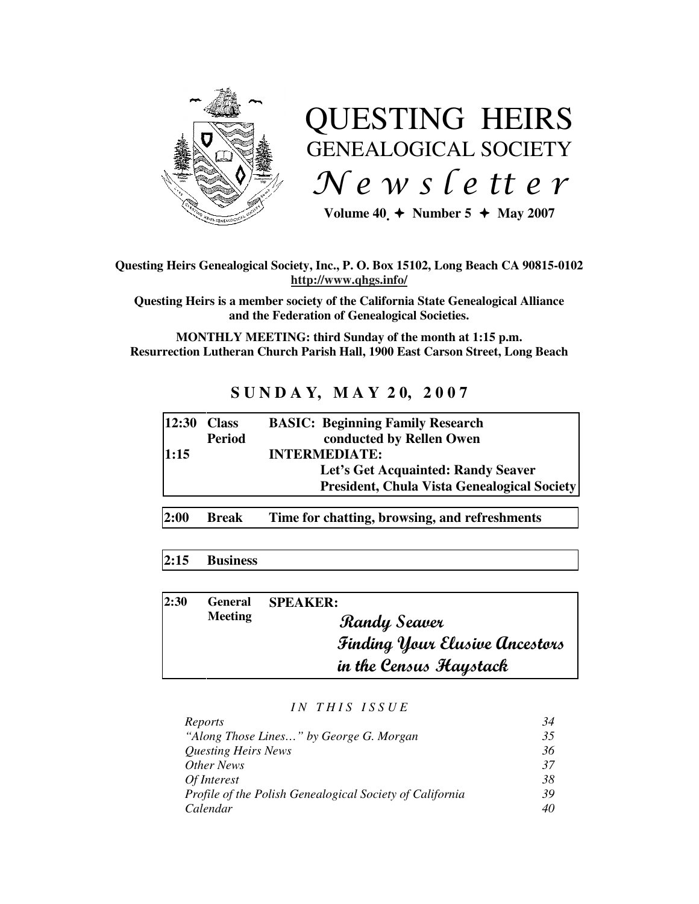# QUESTING HEIRS
## GENEALOGICAL SOCIETY
## *Newsletter*

**Volume 40 ✦ Number 5 ✦ May 2007**

**Questing Heirs Genealogical Society, Inc., P. O. Box 15102, Long Beach CA 90815-0102**
**http://www.qhgs.info/**

**Questing Heirs is a member society of the California State Genealogical Alliance and the Federation of Genealogical Societies.**

**MONTHLY MEETING: third Sunday of the month at 1:15 p.m.**
**Resurrection Lutheran Church Parish Hall, 1900 East Carson Street, Long Beach**

## SUNDAY, MAY 20, 2007

| | | |
|---|---|---|
| **12:30** | **Class Period** | **BASIC: Beginning Family Research conducted by Rellen Owen** |
| **1:15** | | **INTERMEDIATE: Let's Get Acquainted: Randy Seaver President, Chula Vista Genealogical Society** |
| **2:00** | **Break** | **Time for chatting, browsing, and refreshments** |
| **2:15** | **Business** | |
| **2:30** | **General Meeting** | **SPEAKER:** ***Randy Seaver Finding Your Elusive Ancestors in the Census Haystack*** |

*IN THIS ISSUE*

| | |
|---|---|
| *Reports* | *34* |
| *"Along Those Lines…" by George G. Morgan* | *35* |
| *Questing Heirs News* | *36* |
| *Other News* | *37* |
| *Of Interest* | *38* |
| *Profile of the Polish Genealogical Society of California* | *39* |
| *Calendar* | *40* |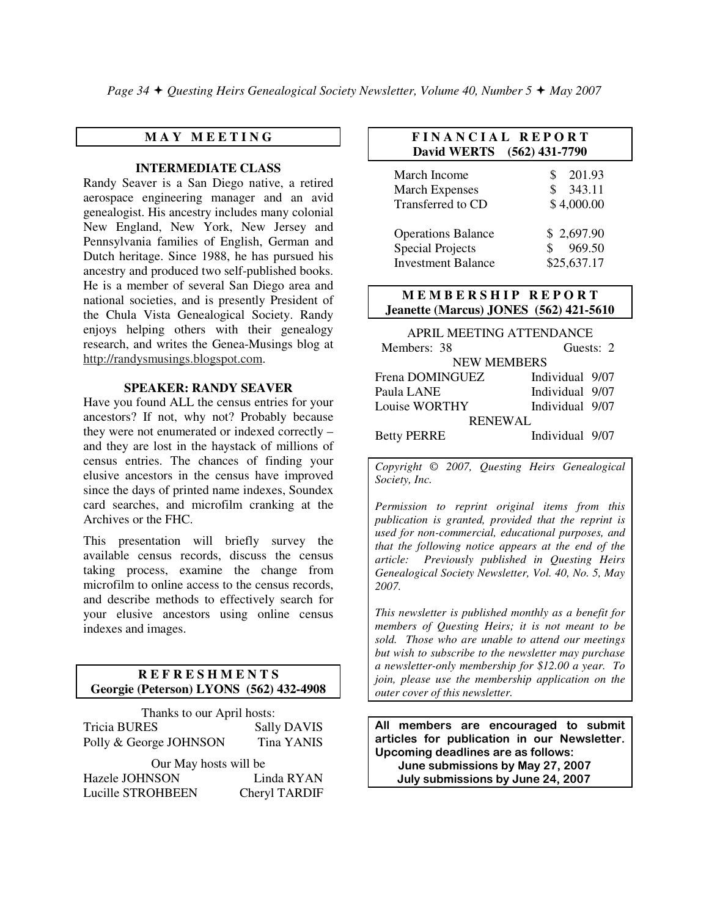## MAY MEETING

### INTERMEDIATE CLASS

Randy Seaver is a San Diego native, a retired aerospace engineering manager and an avid genealogist. His ancestry includes many colonial New England, New York, New Jersey and Pennsylvania families of English, German and Dutch heritage. Since 1988, he has pursued his ancestry and produced two self-published books. He is a member of several San Diego area and national societies, and is presently President of the Chula Vista Genealogical Society. Randy enjoys helping others with their genealogy research, and writes the Genea-Musings blog at http://randysmusings.blogspot.com.

### SPEAKER: RANDY SEAVER

Have you found ALL the census entries for your ancestors? If not, why not? Probably because they were not enumerated or indexed correctly – and they are lost in the haystack of millions of census entries. The chances of finding your elusive ancestors in the census have improved since the days of printed name indexes, Soundex card searches, and microfilm cranking at the Archives or the FHC.

This presentation will briefly survey the available census records, discuss the census taking process, examine the change from microfilm to online access to the census records, and describe methods to effectively search for your elusive ancestors using online census indexes and images.

## REFRESHMENTS
**Georgie (Peterson) LYONS (562) 432-4908**

Thanks to our April hosts:

| | |
|---|---|
| Tricia BURES | Sally DAVIS |
| Polly & George JOHNSON | Tina YANIS |

Our May hosts will be

| | |
|---|---|
| Hazele JOHNSON | Linda RYAN |
| Lucille STROHBEEN | Cheryl TARDIF |

## FINANCIAL REPORT
**David WERTS (562) 431-7790**

| | |
|---|---|
| March Income | $ 201.93 |
| March Expenses | $ 343.11 |
| Transferred to CD | $ 4,000.00 |
| | |
| Operations Balance | $ 2,697.90 |
| Special Projects | $ 969.50 |
| Investment Balance | $25,637.17 |

## MEMBERSHIP REPORT
**Jeanette (Marcus) JONES (562) 421-5610**

APRIL MEETING ATTENDANCE

Members: 38 Guests: 2

NEW MEMBERS

| | | |
|---|---|---|
| Frena DOMINGUEZ | Individual | 9/07 |
| Paula LANE | Individual | 9/07 |
| Louise WORTHY | Individual | 9/07 |

RENEWAL

| | | |
|---|---|---|
| Betty PERRE | Individual | 9/07 |

*Copyright © 2007, Questing Heirs Genealogical Society, Inc.*

*Permission to reprint original items from this publication is granted, provided that the reprint is used for non-commercial, educational purposes, and that the following notice appears at the end of the article: Previously published in Questing Heirs Genealogical Society Newsletter, Vol. 40, No. 5, May 2007.*

*This newsletter is published monthly as a benefit for members of Questing Heirs; it is not meant to be sold. Those who are unable to attend our meetings but wish to subscribe to the newsletter may purchase a newsletter-only membership for $12.00 a year. To join, please use the membership application on the outer cover of this newsletter.*

**All members are encouraged to submit articles for publication in our Newsletter. Upcoming deadlines are as follows:**
**June submissions by May 27, 2007**
**July submissions by June 24, 2007**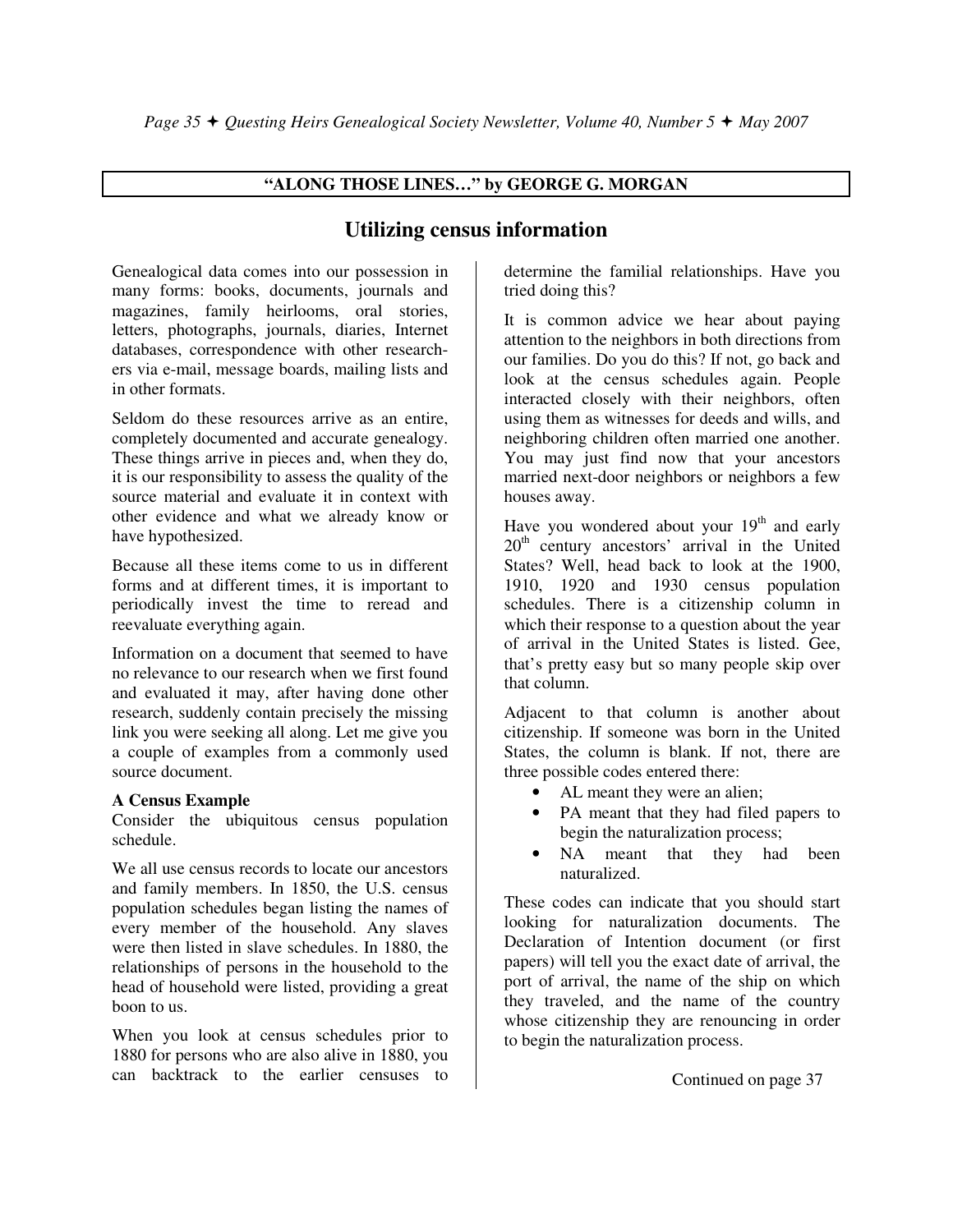**"ALONG THOSE LINES…" by GEORGE G. MORGAN**

## Utilizing census information

Genealogical data comes into our possession in many forms: books, documents, journals and magazines, family heirlooms, oral stories, letters, photographs, journals, diaries, Internet databases, correspondence with other researchers via e-mail, message boards, mailing lists and in other formats.

Seldom do these resources arrive as an entire, completely documented and accurate genealogy. These things arrive in pieces and, when they do, it is our responsibility to assess the quality of the source material and evaluate it in context with other evidence and what we already know or have hypothesized.

Because all these items come to us in different forms and at different times, it is important to periodically invest the time to reread and reevaluate everything again.

Information on a document that seemed to have no relevance to our research when we first found and evaluated it may, after having done other research, suddenly contain precisely the missing link you were seeking all along. Let me give you a couple of examples from a commonly used source document.

**A Census Example**

Consider the ubiquitous census population schedule.

We all use census records to locate our ancestors and family members. In 1850, the U.S. census population schedules began listing the names of every member of the household. Any slaves were then listed in slave schedules. In 1880, the relationships of persons in the household to the head of household were listed, providing a great boon to us.

When you look at census schedules prior to 1880 for persons who are also alive in 1880, you can backtrack to the earlier censuses to determine the familial relationships. Have you tried doing this?

It is common advice we hear about paying attention to the neighbors in both directions from our families. Do you do this? If not, go back and look at the census schedules again. People interacted closely with their neighbors, often using them as witnesses for deeds and wills, and neighboring children often married one another. You may just find now that your ancestors married next-door neighbors or neighbors a few houses away.

Have you wondered about your 19th and early 20th century ancestors' arrival in the United States? Well, head back to look at the 1900, 1910, 1920 and 1930 census population schedules. There is a citizenship column in which their response to a question about the year of arrival in the United States is listed. Gee, that's pretty easy but so many people skip over that column.

Adjacent to that column is another about citizenship. If someone was born in the United States, the column is blank. If not, there are three possible codes entered there:

- AL meant they were an alien;
- PA meant that they had filed papers to begin the naturalization process;
- NA meant that they had been naturalized.

These codes can indicate that you should start looking for naturalization documents. The Declaration of Intention document (or first papers) will tell you the exact date of arrival, the port of arrival, the name of the ship on which they traveled, and the name of the country whose citizenship they are renouncing in order to begin the naturalization process.

Continued on page 37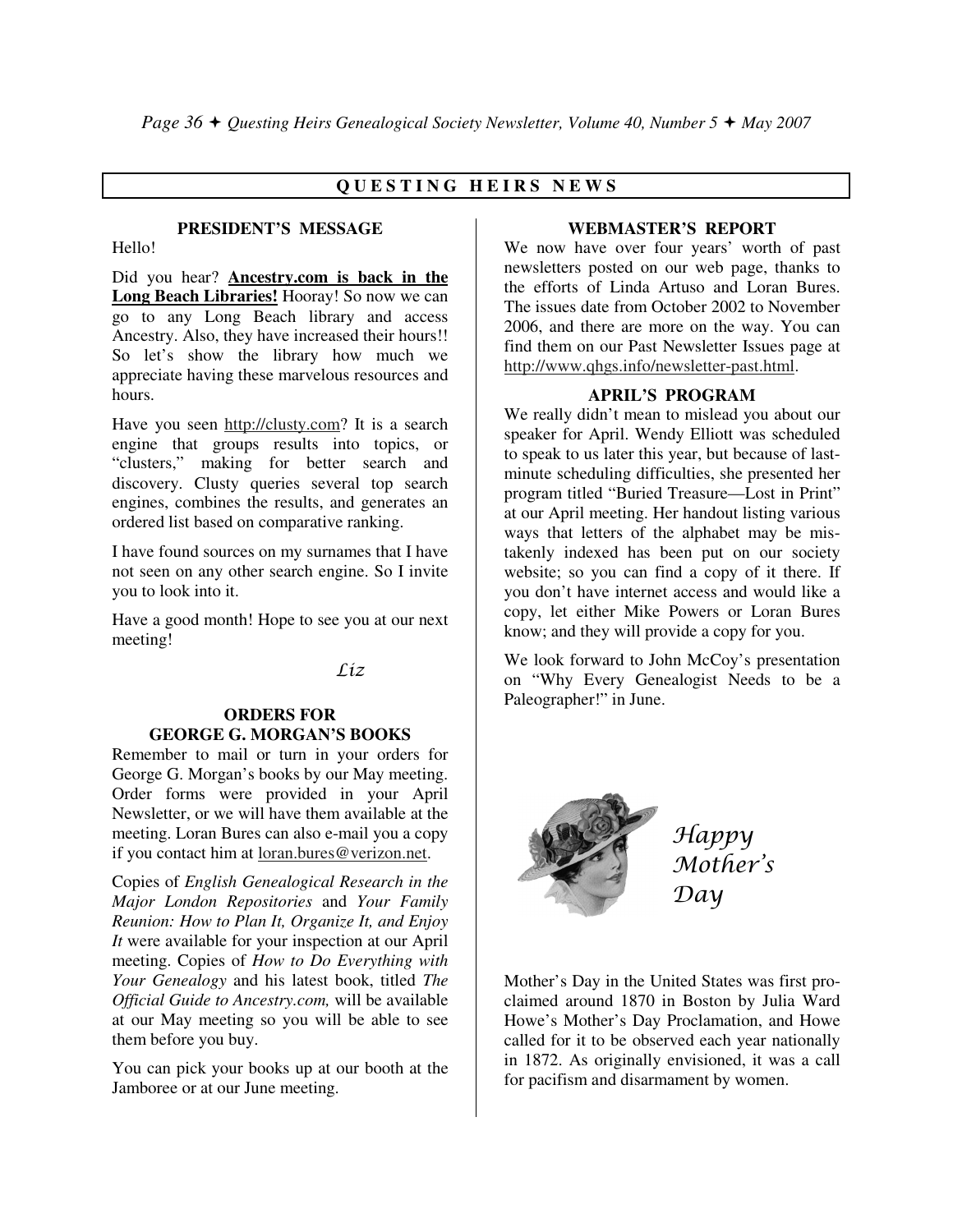## QUESTING HEIRS NEWS

### PRESIDENT'S MESSAGE

Hello!

Did you hear? **Ancestry.com is back in the Long Beach Libraries!** Hooray! So now we can go to any Long Beach library and access Ancestry. Also, they have increased their hours!! So let's show the library how much we appreciate having these marvelous resources and hours.

Have you seen http://clusty.com? It is a search engine that groups results into topics, or "clusters," making for better search and discovery. Clusty queries several top search engines, combines the results, and generates an ordered list based on comparative ranking.

I have found sources on my surnames that I have not seen on any other search engine. So I invite you to look into it.

Have a good month! Hope to see you at our next meeting!

*Liz*

### ORDERS FOR GEORGE G. MORGAN'S BOOKS

Remember to mail or turn in your orders for George G. Morgan's books by our May meeting. Order forms were provided in your April Newsletter, or we will have them available at the meeting. Loran Bures can also e-mail you a copy if you contact him at loran.bures@verizon.net.

Copies of *English Genealogical Research in the Major London Repositories* and *Your Family Reunion: How to Plan It, Organize It, and Enjoy It* were available for your inspection at our April meeting. Copies of *How to Do Everything with Your Genealogy* and his latest book, titled *The Official Guide to Ancestry.com,* will be available at our May meeting so you will be able to see them before you buy.

You can pick your books up at our booth at the Jamboree or at our June meeting.

### WEBMASTER'S REPORT

We now have over four years' worth of past newsletters posted on our web page, thanks to the efforts of Linda Artuso and Loran Bures. The issues date from October 2002 to November 2006, and there are more on the way. You can find them on our Past Newsletter Issues page at http://www.qhgs.info/newsletter-past.html.

### APRIL'S PROGRAM

We really didn't mean to mislead you about our speaker for April. Wendy Elliott was scheduled to speak to us later this year, but because of last-minute scheduling difficulties, she presented her program titled "Buried Treasure—Lost in Print" at our April meeting. Her handout listing various ways that letters of the alphabet may be mistakenly indexed has been put on our society website; so you can find a copy of it there. If you don't have internet access and would like a copy, let either Mike Powers or Loran Bures know; and they will provide a copy for you.

We look forward to John McCoy's presentation on "Why Every Genealogist Needs to be a Paleographer!" in June.

*Happy Mother's Day*

Mother's Day in the United States was first proclaimed around 1870 in Boston by Julia Ward Howe's Mother's Day Proclamation, and Howe called for it to be observed each year nationally in 1872. As originally envisioned, it was a call for pacifism and disarmament by women.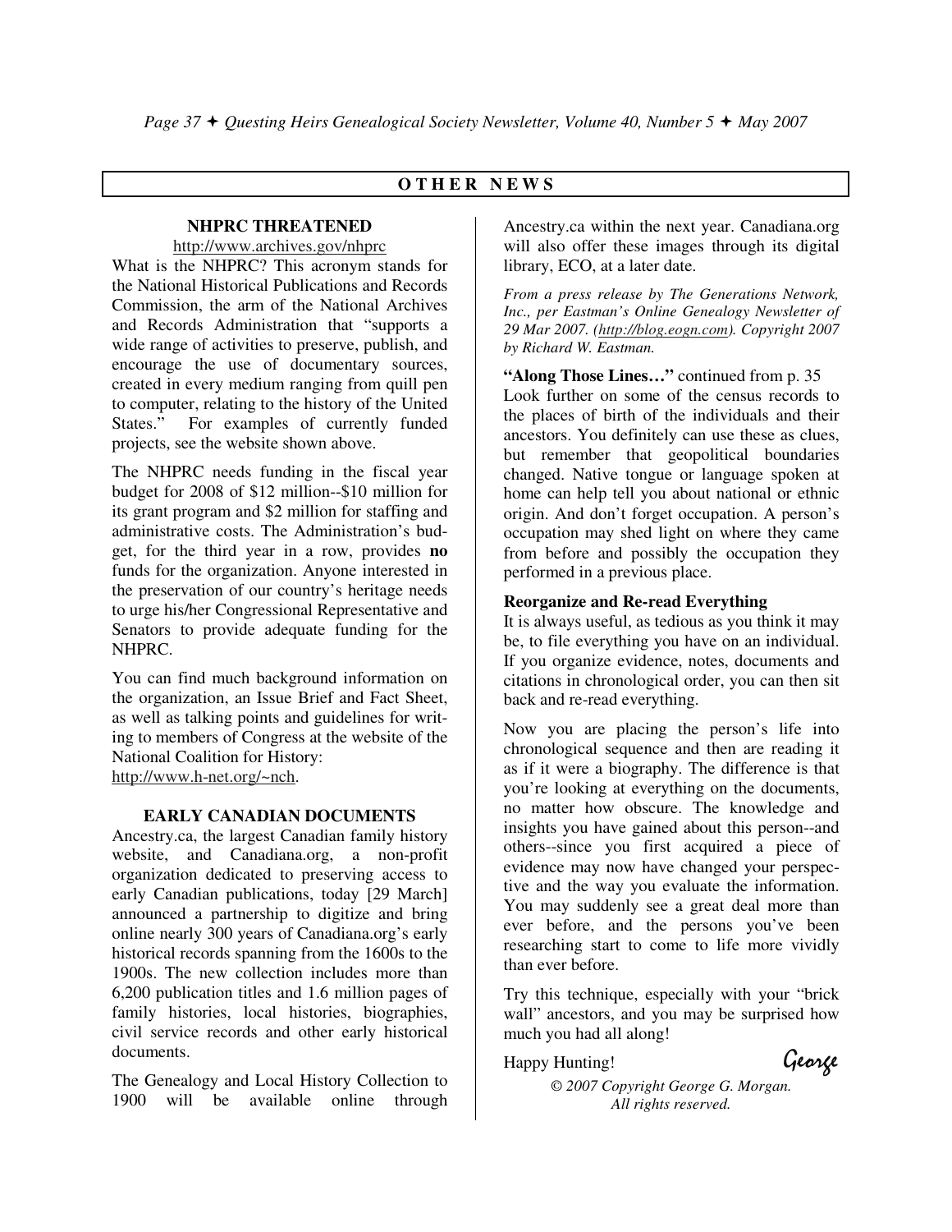## OTHER NEWS

### NHPRC THREATENED

http://www.archives.gov/nhprc

What is the NHPRC? This acronym stands for the National Historical Publications and Records Commission, the arm of the National Archives and Records Administration that "supports a wide range of activities to preserve, publish, and encourage the use of documentary sources, created in every medium ranging from quill pen to computer, relating to the history of the United States." For examples of currently funded projects, see the website shown above.

The NHPRC needs funding in the fiscal year budget for 2008 of $12 million--$10 million for its grant program and $2 million for staffing and administrative costs. The Administration's budget, for the third year in a row, provides **no** funds for the organization. Anyone interested in the preservation of our country's heritage needs to urge his/her Congressional Representative and Senators to provide adequate funding for the NHPRC.

You can find much background information on the organization, an Issue Brief and Fact Sheet, as well as talking points and guidelines for writing to members of Congress at the website of the National Coalition for History: http://www.h-net.org/~nch.

### EARLY CANADIAN DOCUMENTS

Ancestry.ca, the largest Canadian family history website, and Canadiana.org, a non-profit organization dedicated to preserving access to early Canadian publications, today [29 March] announced a partnership to digitize and bring online nearly 300 years of Canadiana.org's early historical records spanning from the 1600s to the 1900s. The new collection includes more than 6,200 publication titles and 1.6 million pages of family histories, local histories, biographies, civil service records and other early historical documents.

The Genealogy and Local History Collection to 1900 will be available online through Ancestry.ca within the next year. Canadiana.org will also offer these images through its digital library, ECO, at a later date.

*From a press release by The Generations Network, Inc., per Eastman's Online Genealogy Newsletter of 29 Mar 2007. (http://blog.eogn.com). Copyright 2007 by Richard W. Eastman.*

**"Along Those Lines…"** continued from p. 35

Look further on some of the census records to the places of birth of the individuals and their ancestors. You definitely can use these as clues, but remember that geopolitical boundaries changed. Native tongue or language spoken at home can help tell you about national or ethnic origin. And don't forget occupation. A person's occupation may shed light on where they came from before and possibly the occupation they performed in a previous place.

**Reorganize and Re-read Everything**

It is always useful, as tedious as you think it may be, to file everything you have on an individual. If you organize evidence, notes, documents and citations in chronological order, you can then sit back and re-read everything.

Now you are placing the person's life into chronological sequence and then are reading it as if it were a biography. The difference is that you're looking at everything on the documents, no matter how obscure. The knowledge and insights you have gained about this person--and others--since you first acquired a piece of evidence may now have changed your perspective and the way you evaluate the information. You may suddenly see a great deal more than ever before, and the persons you've been researching start to come to life more vividly than ever before.

Try this technique, especially with your "brick wall" ancestors, and you may be surprised how much you had all along!

Happy Hunting!

George

*© 2007 Copyright George G. Morgan. All rights reserved.*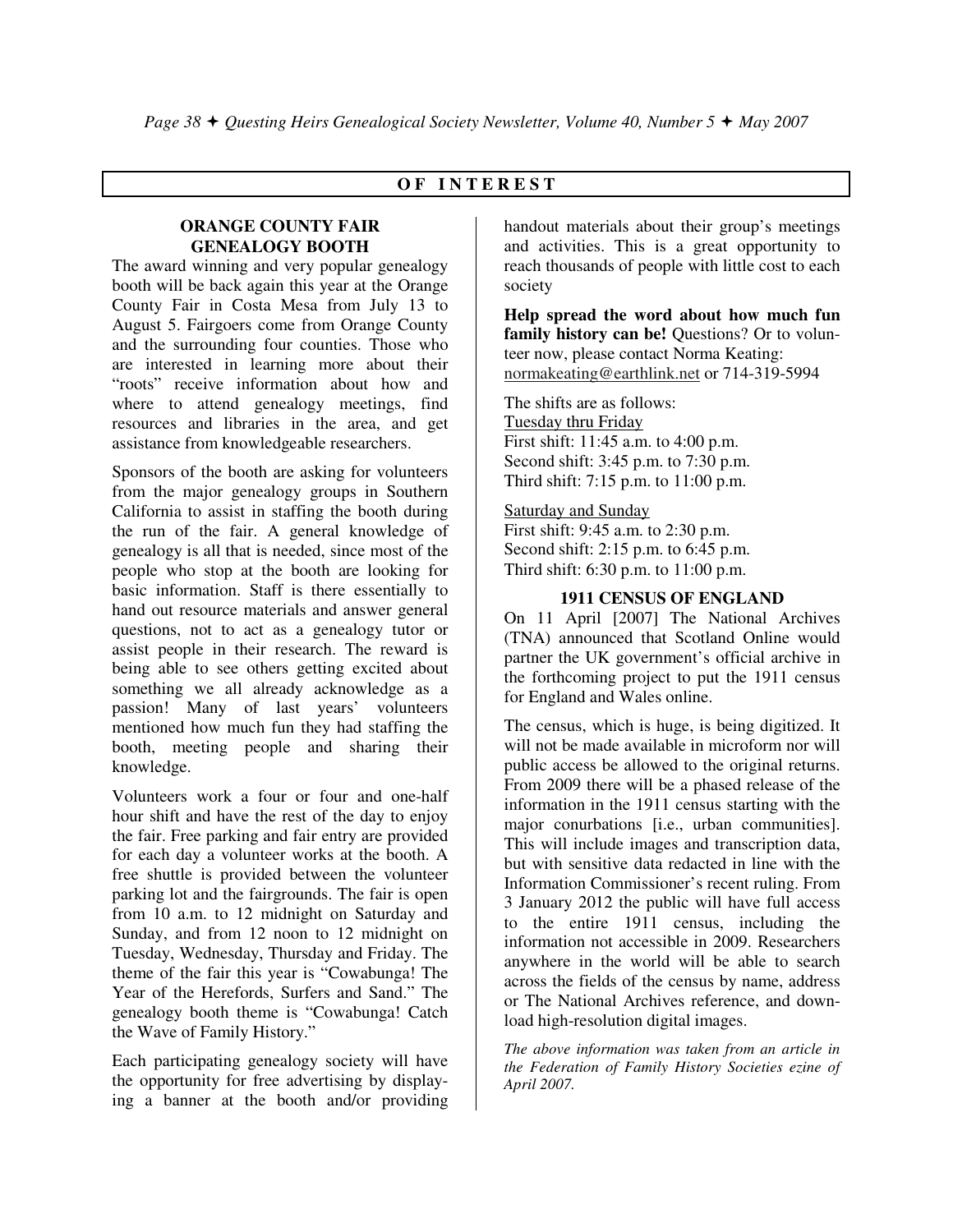## OF INTEREST

### ORANGE COUNTY FAIR GENEALOGY BOOTH

The award winning and very popular genealogy booth will be back again this year at the Orange County Fair in Costa Mesa from July 13 to August 5. Fairgoers come from Orange County and the surrounding four counties. Those who are interested in learning more about their "roots" receive information about how and where to attend genealogy meetings, find resources and libraries in the area, and get assistance from knowledgeable researchers.

Sponsors of the booth are asking for volunteers from the major genealogy groups in Southern California to assist in staffing the booth during the run of the fair. A general knowledge of genealogy is all that is needed, since most of the people who stop at the booth are looking for basic information. Staff is there essentially to hand out resource materials and answer general questions, not to act as a genealogy tutor or assist people in their research. The reward is being able to see others getting excited about something we all already acknowledge as a passion! Many of last years' volunteers mentioned how much fun they had staffing the booth, meeting people and sharing their knowledge.

Volunteers work a four or four and one-half hour shift and have the rest of the day to enjoy the fair. Free parking and fair entry are provided for each day a volunteer works at the booth. A free shuttle is provided between the volunteer parking lot and the fairgrounds. The fair is open from 10 a.m. to 12 midnight on Saturday and Sunday, and from 12 noon to 12 midnight on Tuesday, Wednesday, Thursday and Friday. The theme of the fair this year is "Cowabunga! The Year of the Herefords, Surfers and Sand." The genealogy booth theme is "Cowabunga! Catch the Wave of Family History."

Each participating genealogy society will have the opportunity for free advertising by displaying a banner at the booth and/or providing handout materials about their group's meetings and activities. This is a great opportunity to reach thousands of people with little cost to each society

**Help spread the word about how much fun family history can be!** Questions? Or to volunteer now, please contact Norma Keating: normakeating@earthlink.net or 714-319-5994

The shifts are as follows:

Tuesday thru Friday
First shift: 11:45 a.m. to 4:00 p.m.
Second shift: 3:45 p.m. to 7:30 p.m.
Third shift: 7:15 p.m. to 11:00 p.m.

Saturday and Sunday
First shift: 9:45 a.m. to 2:30 p.m.
Second shift: 2:15 p.m. to 6:45 p.m.
Third shift: 6:30 p.m. to 11:00 p.m.

### 1911 CENSUS OF ENGLAND

On 11 April [2007] The National Archives (TNA) announced that Scotland Online would partner the UK government's official archive in the forthcoming project to put the 1911 census for England and Wales online.

The census, which is huge, is being digitized. It will not be made available in microform nor will public access be allowed to the original returns. From 2009 there will be a phased release of the information in the 1911 census starting with the major conurbations [i.e., urban communities]. This will include images and transcription data, but with sensitive data redacted in line with the Information Commissioner's recent ruling. From 3 January 2012 the public will have full access to the entire 1911 census, including the information not accessible in 2009. Researchers anywhere in the world will be able to search across the fields of the census by name, address or The National Archives reference, and download high-resolution digital images.

*The above information was taken from an article in the Federation of Family History Societies ezine of April 2007.*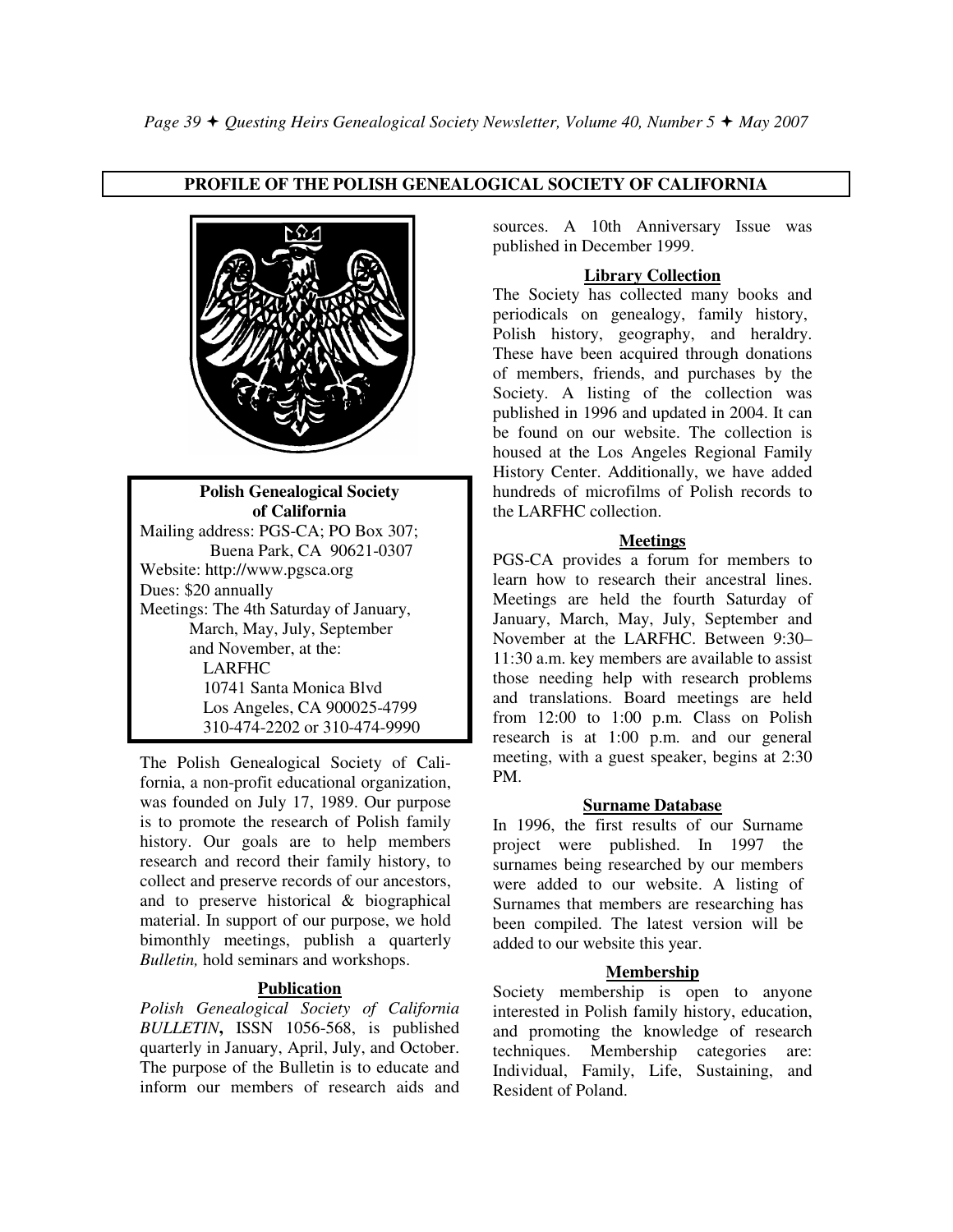## PROFILE OF THE POLISH GENEALOGICAL SOCIETY OF CALIFORNIA

**Polish Genealogical Society of California**
Mailing address: PGS-CA; PO Box 307; Buena Park, CA 90621-0307
Website: http://www.pgsca.org
Dues: $20 annually
Meetings: The 4th Saturday of January, March, May, July, September and November, at the:
LARFHC
10741 Santa Monica Blvd
Los Angeles, CA 900025-4799
310-474-2202 or 310-474-9990

The Polish Genealogical Society of California, a non-profit educational organization, was founded on July 17, 1989. Our purpose is to promote the research of Polish family history. Our goals are to help members research and record their family history, to collect and preserve records of our ancestors, and to preserve historical & biographical material. In support of our purpose, we hold bimonthly meetings, publish a quarterly *Bulletin,* hold seminars and workshops.

### Publication

*Polish Genealogical Society of California BULLETIN***,** ISSN 1056-568, is published quarterly in January, April, July, and October. The purpose of the Bulletin is to educate and inform our members of research aids and sources. A 10th Anniversary Issue was published in December 1999.

### Library Collection

The Society has collected many books and periodicals on genealogy, family history, Polish history, geography, and heraldry. These have been acquired through donations of members, friends, and purchases by the Society. A listing of the collection was published in 1996 and updated in 2004. It can be found on our website. The collection is housed at the Los Angeles Regional Family History Center. Additionally, we have added hundreds of microfilms of Polish records to the LARFHC collection.

### Meetings

PGS-CA provides a forum for members to learn how to research their ancestral lines. Meetings are held the fourth Saturday of January, March, May, July, September and November at the LARFHC. Between 9:30–11:30 a.m. key members are available to assist those needing help with research problems and translations. Board meetings are held from 12:00 to 1:00 p.m. Class on Polish research is at 1:00 p.m. and our general meeting, with a guest speaker, begins at 2:30 PM.

### Surname Database

In 1996, the first results of our Surname project were published. In 1997 the surnames being researched by our members were added to our website. A listing of Surnames that members are researching has been compiled. The latest version will be added to our website this year.

### Membership

Society membership is open to anyone interested in Polish family history, education, and promoting the knowledge of research techniques. Membership categories are: Individual, Family, Life, Sustaining, and Resident of Poland.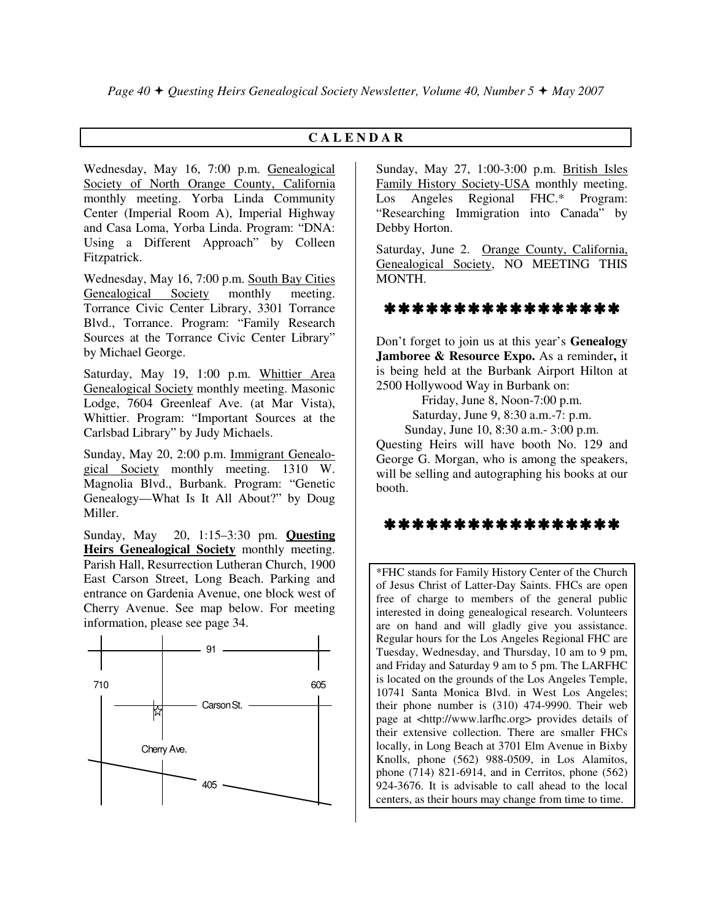## CALENDAR

Wednesday, May 16, 7:00 p.m. Genealogical Society of North Orange County, California monthly meeting. Yorba Linda Community Center (Imperial Room A), Imperial Highway and Casa Loma, Yorba Linda. Program: "DNA: Using a Different Approach" by Colleen Fitzpatrick.

Wednesday, May 16, 7:00 p.m. South Bay Cities Genealogical Society monthly meeting. Torrance Civic Center Library, 3301 Torrance Blvd., Torrance. Program: "Family Research Sources at the Torrance Civic Center Library" by Michael George.

Saturday, May 19, 1:00 p.m. Whittier Area Genealogical Society monthly meeting. Masonic Lodge, 7604 Greenleaf Ave. (at Mar Vista), Whittier. Program: "Important Sources at the Carlsbad Library" by Judy Michaels.

Sunday, May 20, 2:00 p.m. Immigrant Genealogical Society monthly meeting. 1310 W. Magnolia Blvd., Burbank. Program: "Genetic Genealogy—What Is It All About?" by Doug Miller.

Sunday, May 20, 1:15–3:30 pm. **Questing Heirs Genealogical Society** monthly meeting. Parish Hall, Resurrection Lutheran Church, 1900 East Carson Street, Long Beach. Parking and entrance on Gardenia Avenue, one block west of Cherry Avenue. See map below. For meeting information, please see page 34.

91

710

605

Carson St.

Cherry Ave.

405

Sunday, May 27, 1:00-3:00 p.m. British Isles Family History Society-USA monthly meeting. Los Angeles Regional FHC.* Program: "Researching Immigration into Canada" by Debby Horton.

Saturday, June 2. Orange County, California, Genealogical Society, NO MEETING THIS MONTH.

\*\*\*\*\*\*\*\*\*\*\*\*\*\*\*\*\*

Don't forget to join us at this year's **Genealogy Jamboree & Resource Expo.** As a reminder**,** it is being held at the Burbank Airport Hilton at 2500 Hollywood Way in Burbank on:

Friday, June 8, Noon-7:00 p.m.
Saturday, June 9, 8:30 a.m.-7: p.m.
Sunday, June 10, 8:30 a.m.- 3:00 p.m.

Questing Heirs will have booth No. 129 and George G. Morgan, who is among the speakers, will be selling and autographing his books at our booth.

\*\*\*\*\*\*\*\*\*\*\*\*\*\*\*\*\*

*FHC stands for Family History Center of the Church of Jesus Christ of Latter-Day Saints. FHCs are open free of charge to members of the general public interested in doing genealogical research. Volunteers are on hand and will gladly give you assistance. Regular hours for the Los Angeles Regional FHC are Tuesday, Wednesday, and Thursday, 10 am to 9 pm, and Friday and Saturday 9 am to 5 pm. The LARFHC is located on the grounds of the Los Angeles Temple, 10741 Santa Monica Blvd. in West Los Angeles; their phone number is (310) 474-9990. Their web page at <http://www.larfhc.org> provides details of their extensive collection. There are smaller FHCs locally, in Long Beach at 3701 Elm Avenue in Bixby Knolls, phone (562) 988-0509, in Los Alamitos, phone (714) 821-6914, and in Cerritos, phone (562) 924-3676. It is advisable to call ahead to the local centers, as their hours may change from time to time.